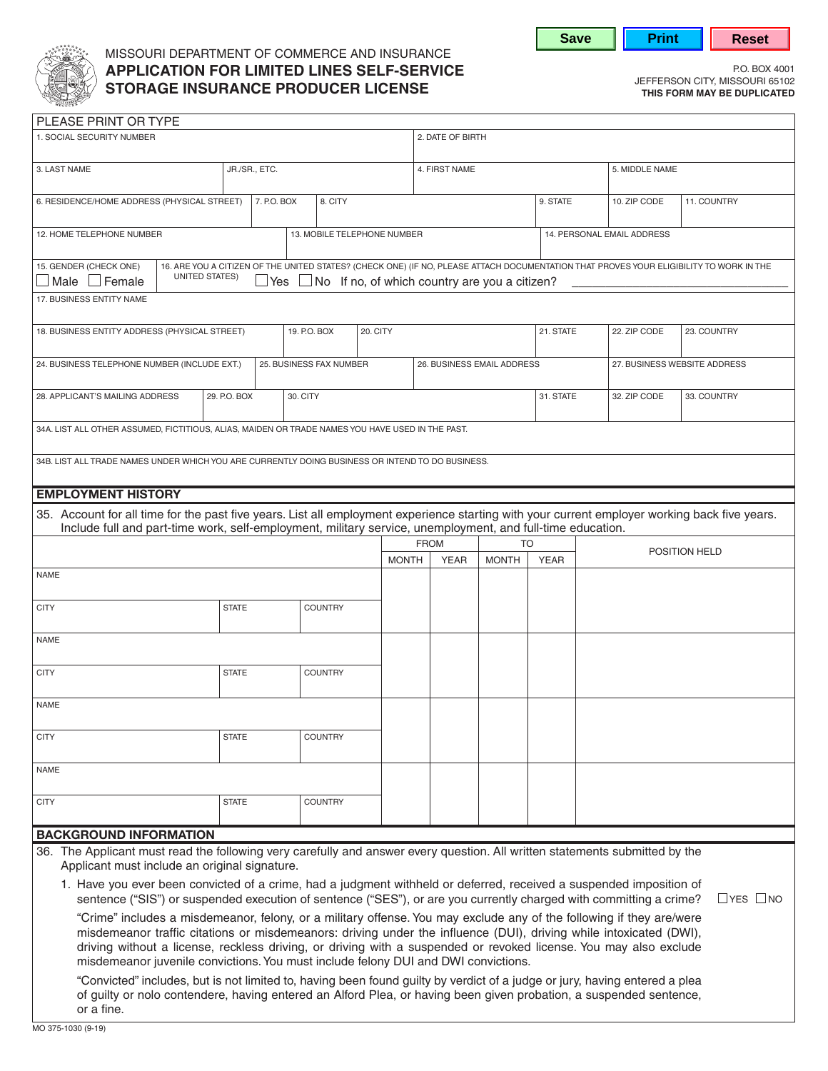Save | Print | Reset

MISSOURI DEPARTMENT OF COMMERCE AND INSURANCE

# APPLICATION FOR LIMITED LINES SELF-SERVICE STORAGE INSURANCE PRODUCER LICENSE

P.O. BOX 4001
JEFFERSON CITY, MISSOURI 65102
**THIS FORM MAY BE DUPLICATED**

PLEASE PRINT OR TYPE

| 1. SOCIAL SECURITY NUMBER | | 2. DATE OF BIRTH | | |
|---|---|---|---|---|
| 3. LAST NAME | JR./SR., ETC. | 4. FIRST NAME | 5. MIDDLE NAME | |

| 6. RESIDENCE/HOME ADDRESS (PHYSICAL STREET) | 7. P.O. BOX | 8. CITY | 9. STATE | 10. ZIP CODE | 11. COUNTRY |
|---|---|---|---|---|---|

| 12. HOME TELEPHONE NUMBER | 13. MOBILE TELEPHONE NUMBER | 14. PERSONAL EMAIL ADDRESS |
|---|---|---|

15. GENDER (CHECK ONE) ☐ Male ☐ Female

16. ARE YOU A CITIZEN OF THE UNITED STATES? (CHECK ONE) (IF NO, PLEASE ATTACH DOCUMENTATION THAT PROVES YOUR ELIGIBILITY TO WORK IN THE UNITED STATES) ☐ Yes ☐ No If no, of which country are you a citizen? ____________________

17. BUSINESS ENTITY NAME

| 18. BUSINESS ENTITY ADDRESS (PHYSICAL STREET) | 19. P.O. BOX | 20. CITY | 21. STATE | 22. ZIP CODE | 23. COUNTRY |
|---|---|---|---|---|---|

| 24. BUSINESS TELEPHONE NUMBER (INCLUDE EXT.) | 25. BUSINESS FAX NUMBER | 26. BUSINESS EMAIL ADDRESS | 27. BUSINESS WEBSITE ADDRESS |
|---|---|---|---|

| 28. APPLICANT'S MAILING ADDRESS | 29. P.O. BOX | 30. CITY | 31. STATE | 32. ZIP CODE | 33. COUNTRY |
|---|---|---|---|---|---|

34A. LIST ALL OTHER ASSUMED, FICTITIOUS, ALIAS, MAIDEN OR TRADE NAMES YOU HAVE USED IN THE PAST.

34B. LIST ALL TRADE NAMES UNDER WHICH YOU ARE CURRENTLY DOING BUSINESS OR INTEND TO DO BUSINESS.

## EMPLOYMENT HISTORY

35. Account for all time for the past five years. List all employment experience starting with your current employer working back five years. Include full and part-time work, self-employment, military service, unemployment, and full-time education.

| | | | FROM | | TO | | POSITION HELD |
|---|---|---|---|---|---|---|---|
| | | | MONTH | YEAR | MONTH | YEAR | |
| NAME | | | | | | | |
| CITY | STATE | COUNTRY | | | | | |
| NAME | | | | | | | |
| CITY | STATE | COUNTRY | | | | | |
| NAME | | | | | | | |
| CITY | STATE | COUNTRY | | | | | |
| NAME | | | | | | | |
| CITY | STATE | COUNTRY | | | | | |

## BACKGROUND INFORMATION

36. The Applicant must read the following very carefully and answer every question. All written statements submitted by the Applicant must include an original signature.

1. Have you ever been convicted of a crime, had a judgment withheld or deferred, received a suspended imposition of sentence ("SIS") or suspended execution of sentence ("SES"), or are you currently charged with committing a crime? ☐ YES ☐ NO

   "Crime" includes a misdemeanor, felony, or a military offense. You may exclude any of the following if they are/were misdemeanor traffic citations or misdemeanors: driving under the influence (DUI), driving while intoxicated (DWI), driving without a license, reckless driving, or driving with a suspended or revoked license. You may also exclude misdemeanor juvenile convictions. You must include felony DUI and DWI convictions.

   "Convicted" includes, but is not limited to, having been found guilty by verdict of a judge or jury, having entered a plea of guilty or nolo contendere, having entered an Alford Plea, or having been given probation, a suspended sentence, or a fine.

MO 375-1030 (9-19)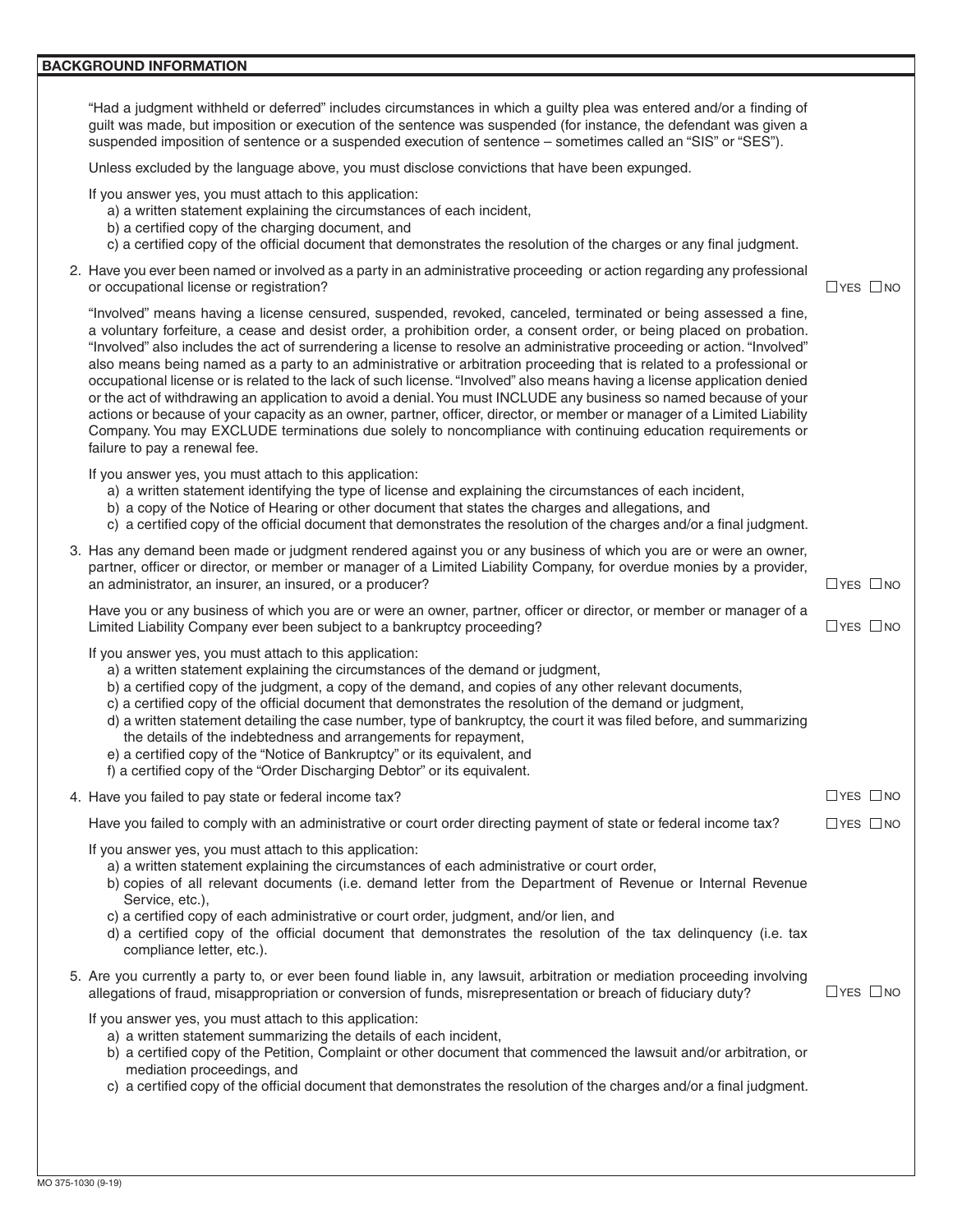## BACKGROUND INFORMATION

"Had a judgment withheld or deferred" includes circumstances in which a guilty plea was entered and/or a finding of guilt was made, but imposition or execution of the sentence was suspended (for instance, the defendant was given a suspended imposition of sentence or a suspended execution of sentence – sometimes called an "SIS" or "SES").

Unless excluded by the language above, you must disclose convictions that have been expunged.

If you answer yes, you must attach to this application:
- a) a written statement explaining the circumstances of each incident,
- b) a certified copy of the charging document, and
- c) a certified copy of the official document that demonstrates the resolution of the charges or any final judgment.

2. Have you ever been named or involved as a party in an administrative proceeding or action regarding any professional or occupational license or registration? ☐ YES ☐ NO

"Involved" means having a license censured, suspended, revoked, canceled, terminated or being assessed a fine, a voluntary forfeiture, a cease and desist order, a prohibition order, a consent order, or being placed on probation. "Involved" also includes the act of surrendering a license to resolve an administrative proceeding or action. "Involved" also means being named as a party to an administrative or arbitration proceeding that is related to a professional or occupational license or is related to the lack of such license. "Involved" also means having a license application denied or the act of withdrawing an application to avoid a denial. You must INCLUDE any business so named because of your actions or because of your capacity as an owner, partner, officer, director, or member or manager of a Limited Liability Company. You may EXCLUDE terminations due solely to noncompliance with continuing education requirements or failure to pay a renewal fee.

If you answer yes, you must attach to this application:
- a) a written statement identifying the type of license and explaining the circumstances of each incident,
- b) a copy of the Notice of Hearing or other document that states the charges and allegations, and
- c) a certified copy of the official document that demonstrates the resolution of the charges and/or a final judgment.

3. Has any demand been made or judgment rendered against you or any business of which you are or were an owner, partner, officer or director, or member or manager of a Limited Liability Company, for overdue monies by a provider, an administrator, an insurer, an insured, or a producer? ☐ YES ☐ NO

Have you or any business of which you are or were an owner, partner, officer or director, or member or manager of a Limited Liability Company ever been subject to a bankruptcy proceeding? ☐ YES ☐ NO

If you answer yes, you must attach to this application:
- a) a written statement explaining the circumstances of the demand or judgment,
- b) a certified copy of the judgment, a copy of the demand, and copies of any other relevant documents,
- c) a certified copy of the official document that demonstrates the resolution of the demand or judgment,
- d) a written statement detailing the case number, type of bankruptcy, the court it was filed before, and summarizing the details of the indebtedness and arrangements for repayment,
- e) a certified copy of the "Notice of Bankruptcy" or its equivalent, and
- f) a certified copy of the "Order Discharging Debtor" or its equivalent.

4. Have you failed to pay state or federal income tax? ☐ YES ☐ NO

Have you failed to comply with an administrative or court order directing payment of state or federal income tax? ☐ YES ☐ NO

If you answer yes, you must attach to this application:
- a) a written statement explaining the circumstances of each administrative or court order,
- b) copies of all relevant documents (i.e. demand letter from the Department of Revenue or Internal Revenue Service, etc.),
- c) a certified copy of each administrative or court order, judgment, and/or lien, and
- d) a certified copy of the official document that demonstrates the resolution of the tax delinquency (i.e. tax compliance letter, etc.).

5. Are you currently a party to, or ever been found liable in, any lawsuit, arbitration or mediation proceeding involving allegations of fraud, misappropriation or conversion of funds, misrepresentation or breach of fiduciary duty? ☐ YES ☐ NO

If you answer yes, you must attach to this application:
- a) a written statement summarizing the details of each incident,
- b) a certified copy of the Petition, Complaint or other document that commenced the lawsuit and/or arbitration, or mediation proceedings, and
- c) a certified copy of the official document that demonstrates the resolution of the charges and/or a final judgment.

MO 375-1030 (9-19)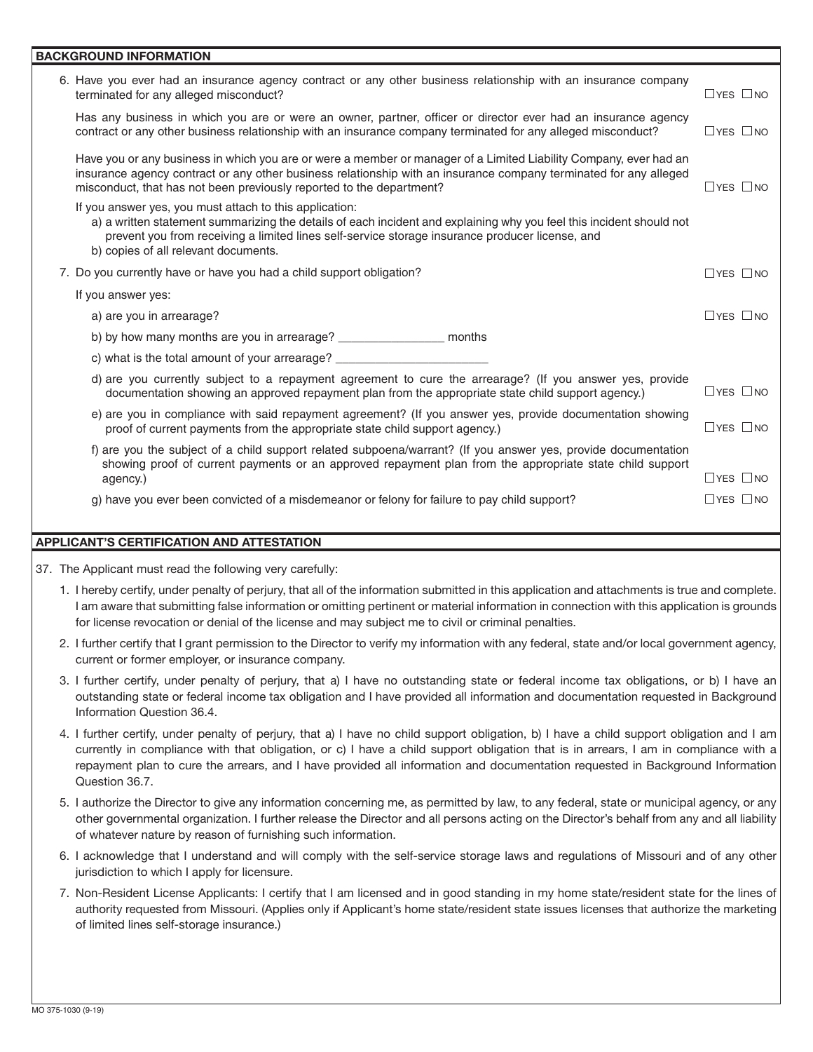## BACKGROUND INFORMATION

6. Have you ever had an insurance agency contract or any other business relationship with an insurance company terminated for any alleged misconduct? ☐ YES ☐ NO

   Has any business in which you are or were an owner, partner, officer or director ever had an insurance agency contract or any other business relationship with an insurance company terminated for any alleged misconduct? ☐ YES ☐ NO

   Have you or any business in which you are or were a member or manager of a Limited Liability Company, ever had an insurance agency contract or any other business relationship with an insurance company terminated for any alleged misconduct, that has not been previously reported to the department? ☐ YES ☐ NO

   If you answer yes, you must attach to this application:
   a) a written statement summarizing the details of each incident and explaining why you feel this incident should not prevent you from receiving a limited lines self-service storage insurance producer license, and
   b) copies of all relevant documents.

7. Do you currently have or have you had a child support obligation? ☐ YES ☐ NO

   If you answer yes:

   a) are you in arrearage? ☐ YES ☐ NO

   b) by how many months are you in arrearage? ________________ months

   c) what is the total amount of your arrearage? ________________________

   d) are you currently subject to a repayment agreement to cure the arrearage? (If you answer yes, provide documentation showing an approved repayment plan from the appropriate state child support agency.) ☐ YES ☐ NO

   e) are you in compliance with said repayment agreement? (If you answer yes, provide documentation showing proof of current payments from the appropriate state child support agency.) ☐ YES ☐ NO

   f) are you the subject of a child support related subpoena/warrant? (If you answer yes, provide documentation showing proof of current payments or an approved repayment plan from the appropriate state child support agency.) ☐ YES ☐ NO

   g) have you ever been convicted of a misdemeanor or felony for failure to pay child support? ☐ YES ☐ NO

## APPLICANT'S CERTIFICATION AND ATTESTATION

37. The Applicant must read the following very carefully:

1. I hereby certify, under penalty of perjury, that all of the information submitted in this application and attachments is true and complete. I am aware that submitting false information or omitting pertinent or material information in connection with this application is grounds for license revocation or denial of the license and may subject me to civil or criminal penalties.
2. I further certify that I grant permission to the Director to verify my information with any federal, state and/or local government agency, current or former employer, or insurance company.
3. I further certify, under penalty of perjury, that a) I have no outstanding state or federal income tax obligations, or b) I have an outstanding state or federal income tax obligation and I have provided all information and documentation requested in Background Information Question 36.4.
4. I further certify, under penalty of perjury, that a) I have no child support obligation, b) I have a child support obligation and I am currently in compliance with that obligation, or c) I have a child support obligation that is in arrears, I am in compliance with a repayment plan to cure the arrears, and I have provided all information and documentation requested in Background Information Question 36.7.
5. I authorize the Director to give any information concerning me, as permitted by law, to any federal, state or municipal agency, or any other governmental organization. I further release the Director and all persons acting on the Director's behalf from any and all liability of whatever nature by reason of furnishing such information.
6. I acknowledge that I understand and will comply with the self-service storage laws and regulations of Missouri and of any other jurisdiction to which I apply for licensure.
7. Non-Resident License Applicants: I certify that I am licensed and in good standing in my home state/resident state for the lines of authority requested from Missouri. (Applies only if Applicant's home state/resident state issues licenses that authorize the marketing of limited lines self-storage insurance.)

MO 375-1030 (9-19)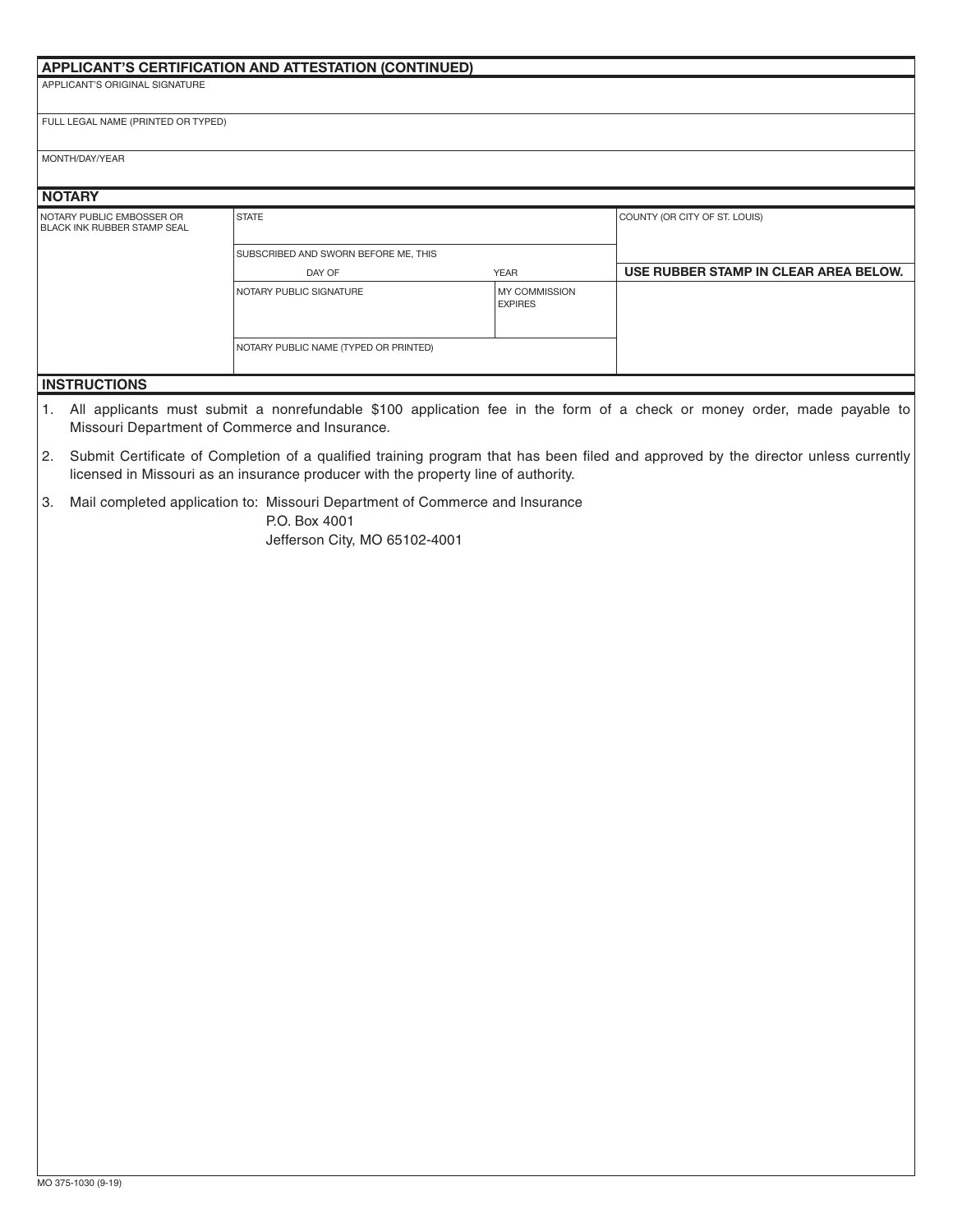## APPLICANT'S CERTIFICATION AND ATTESTATION (CONTINUED)

APPLICANT'S ORIGINAL SIGNATURE

FULL LEGAL NAME (PRINTED OR TYPED)

MONTH/DAY/YEAR

## NOTARY

| | | | |
|---|---|---|---|
| NOTARY PUBLIC EMBOSSER OR BLACK INK RUBBER STAMP SEAL | STATE | | COUNTY (OR CITY OF ST. LOUIS) |
| | SUBSCRIBED AND SWORN BEFORE ME, THIS DAY OF | YEAR | **USE RUBBER STAMP IN CLEAR AREA BELOW.** |
| | NOTARY PUBLIC SIGNATURE | MY COMMISSION EXPIRES | |
| | NOTARY PUBLIC NAME (TYPED OR PRINTED) | | |

## INSTRUCTIONS

1. All applicants must submit a nonrefundable $100 application fee in the form of a check or money order, made payable to Missouri Department of Commerce and Insurance.
2. Submit Certificate of Completion of a qualified training program that has been filed and approved by the director unless currently licensed in Missouri as an insurance producer with the property line of authority.
3. Mail completed application to: Missouri Department of Commerce and Insurance
   P.O. Box 4001
   Jefferson City, MO 65102-4001

MO 375-1030 (9-19)